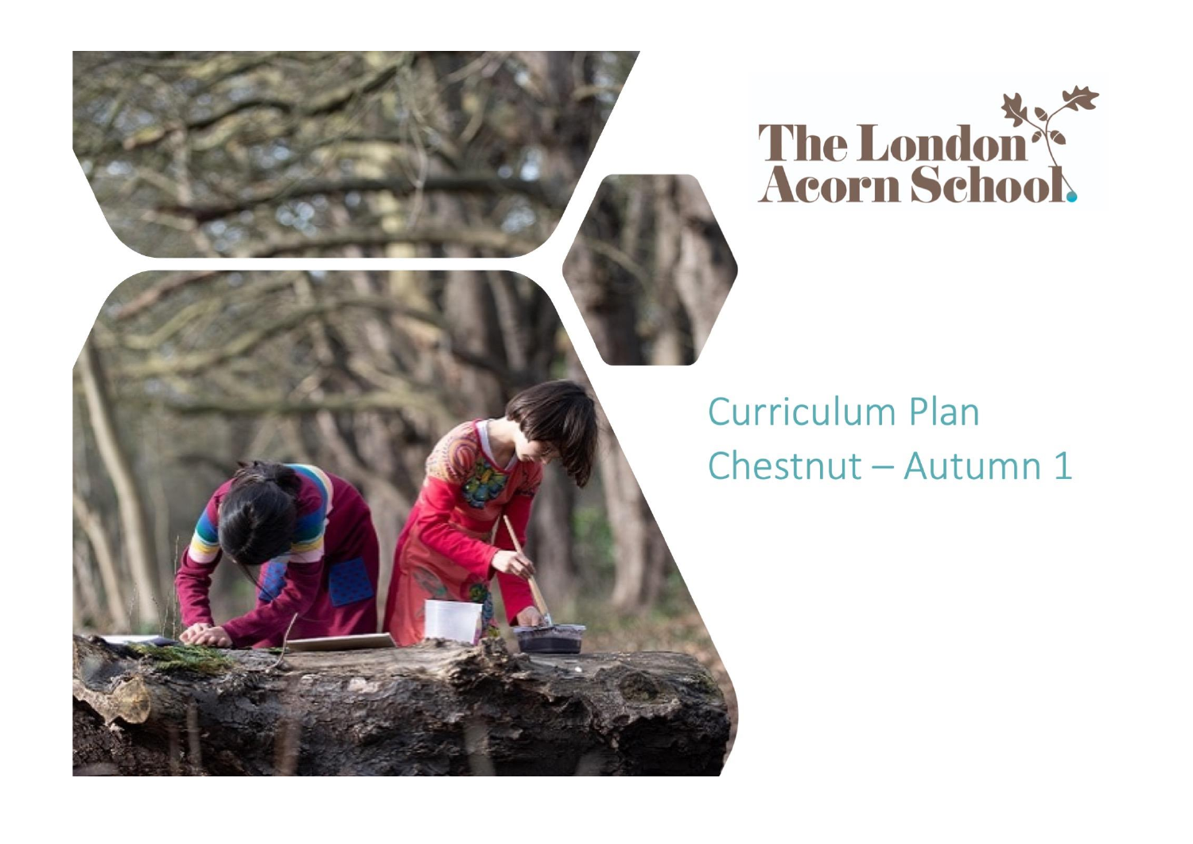The London Acorn School

# Curriculum Plan
## Chestnut – Autumn 1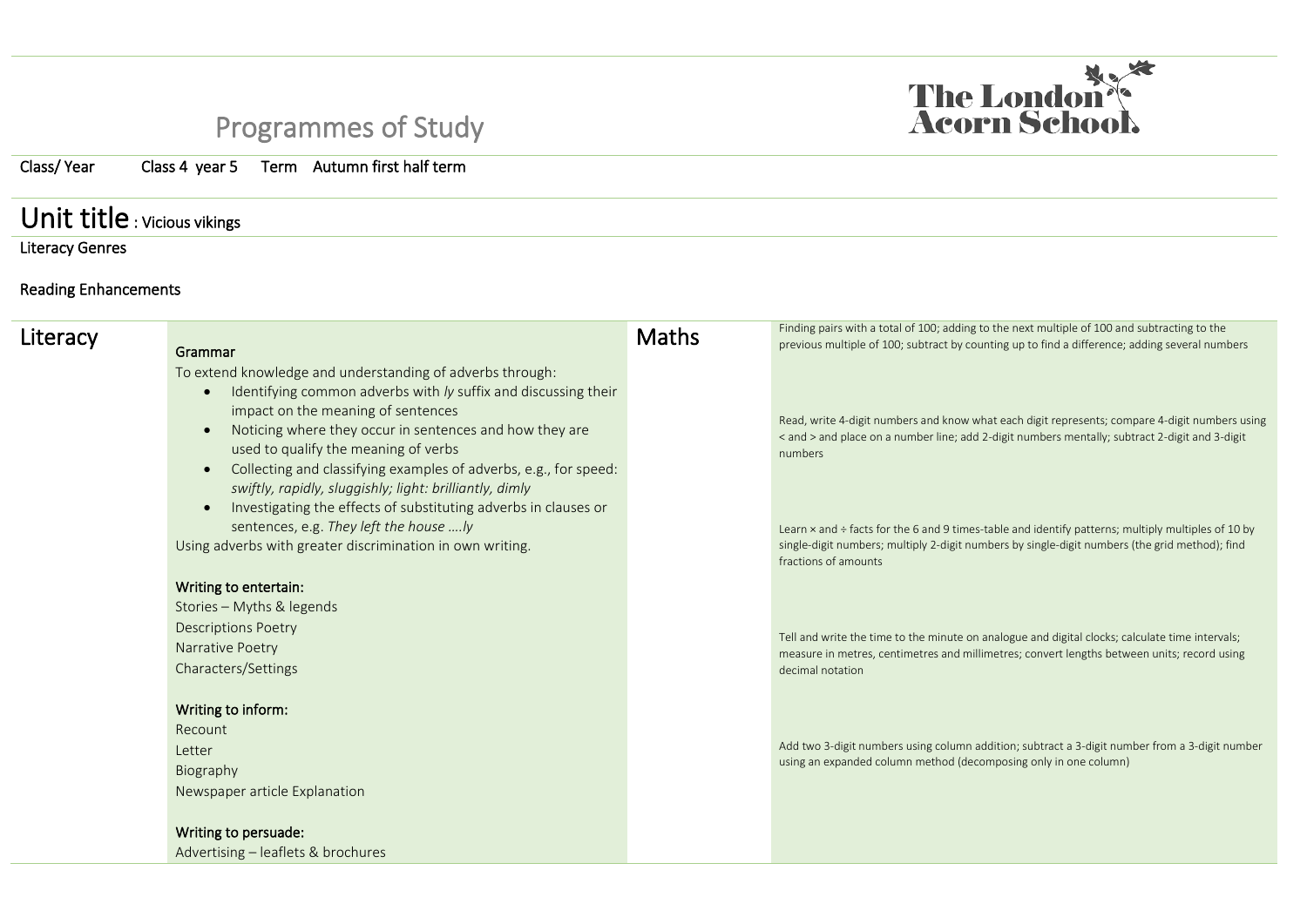# Programmes of Study

Class/ Year Class 4 year 5 Term Autumn first half term

## Unit title : Vicious vikings

Literacy Genres

Reading Enhancements

| Literacy | | Maths | |
|---|---|---|---|
| | **Grammar**<br>To extend knowledge and understanding of adverbs through:<br>• Identifying common adverbs with *ly* suffix and discussing their impact on the meaning of sentences<br>• Noticing where they occur in sentences and how they are used to qualify the meaning of verbs<br>• Collecting and classifying examples of adverbs, e.g., for speed: *swiftly, rapidly, sluggishly; light: brilliantly, dimly*<br>• Investigating the effects of substituting adverbs in clauses or sentences, e.g. *They left the house ….ly*<br>Using adverbs with greater discrimination in own writing.<br><br>**Writing to entertain:**<br>Stories – Myths & legends<br>Descriptions Poetry<br>Narrative Poetry<br>Characters/Settings<br><br>**Writing to inform:**<br>Recount<br>Letter<br>Biography<br>Newspaper article Explanation<br><br>**Writing to persuade:**<br>Advertising – leaflets & brochures | | Finding pairs with a total of 100; adding to the next multiple of 100 and subtracting to the previous multiple of 100; subtract by counting up to find a difference; adding several numbers<br><br>Read, write 4-digit numbers and know what each digit represents; compare 4-digit numbers using < and > and place on a number line; add 2-digit numbers mentally; subtract 2-digit and 3-digit numbers<br><br>Learn × and ÷ facts for the 6 and 9 times-table and identify patterns; multiply multiples of 10 by single-digit numbers; multiply 2-digit numbers by single-digit numbers (the grid method); find fractions of amounts<br><br>Tell and write the time to the minute on analogue and digital clocks; calculate time intervals; measure in metres, centimetres and millimetres; convert lengths between units; record using decimal notation<br><br>Add two 3-digit numbers using column addition; subtract a 3-digit number from a 3-digit number using an expanded column method (decomposing only in one column) |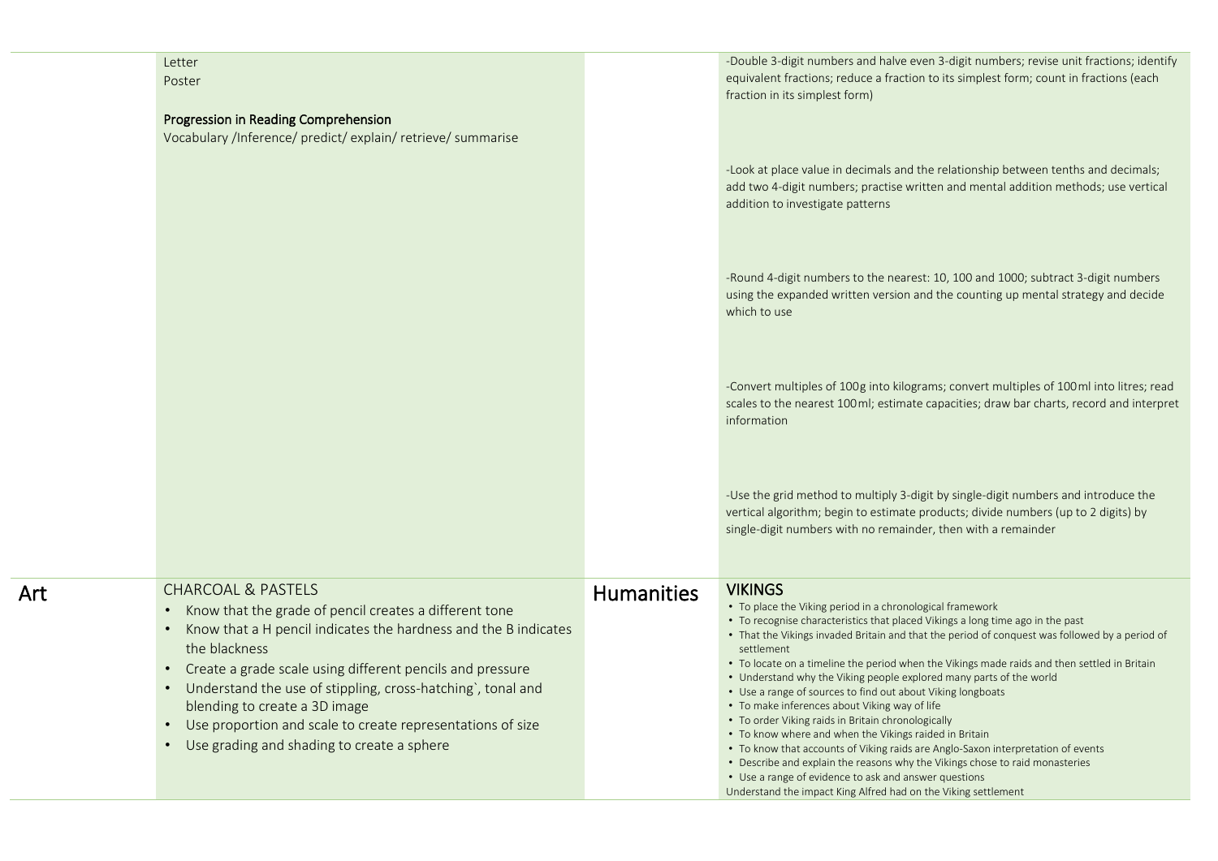| | | | |
|---|---|---|---|
| | Letter<br>Poster<br><br>**Progression in Reading Comprehension**<br>Vocabulary /Inference/ predict/ explain/ retrieve/ summarise | | -Double 3-digit numbers and halve even 3-digit numbers; revise unit fractions; identify equivalent fractions; reduce a fraction to its simplest form; count in fractions (each fraction in its simplest form)<br><br>-Look at place value in decimals and the relationship between tenths and decimals; add two 4-digit numbers; practise written and mental addition methods; use vertical addition to investigate patterns<br><br>-Round 4-digit numbers to the nearest: 10, 100 and 1000; subtract 3-digit numbers using the expanded written version and the counting up mental strategy and decide which to use<br><br>-Convert multiples of 100g into kilograms; convert multiples of 100ml into litres; read scales to the nearest 100ml; estimate capacities; draw bar charts, record and interpret information<br><br>-Use the grid method to multiply 3-digit by single-digit numbers and introduce the vertical algorithm; begin to estimate products; divide numbers (up to 2 digits) by single-digit numbers with no remainder, then with a remainder |
| **Art** | CHARCOAL & PASTELS<br>• Know that the grade of pencil creates a different tone<br>• Know that a H pencil indicates the hardness and the B indicates the blackness<br>• Create a grade scale using different pencils and pressure<br>• Understand the use of stippling, cross-hatching`, tonal and blending to create a 3D image<br>• Use proportion and scale to create representations of size<br>• Use grading and shading to create a sphere | **Humanities** | **VIKINGS**<br>• To place the Viking period in a chronological framework<br>• To recognise characteristics that placed Vikings a long time ago in the past<br>• That the Vikings invaded Britain and that the period of conquest was followed by a period of settlement<br>• To locate on a timeline the period when the Vikings made raids and then settled in Britain<br>• Understand why the Viking people explored many parts of the world<br>• Use a range of sources to find out about Viking longboats<br>• To make inferences about Viking way of life<br>• To order Viking raids in Britain chronologically<br>• To know where and when the Vikings raided in Britain<br>• To know that accounts of Viking raids are Anglo-Saxon interpretation of events<br>• Describe and explain the reasons why the Vikings chose to raid monasteries<br>• Use a range of evidence to ask and answer questions<br>Understand the impact King Alfred had on the Viking settlement |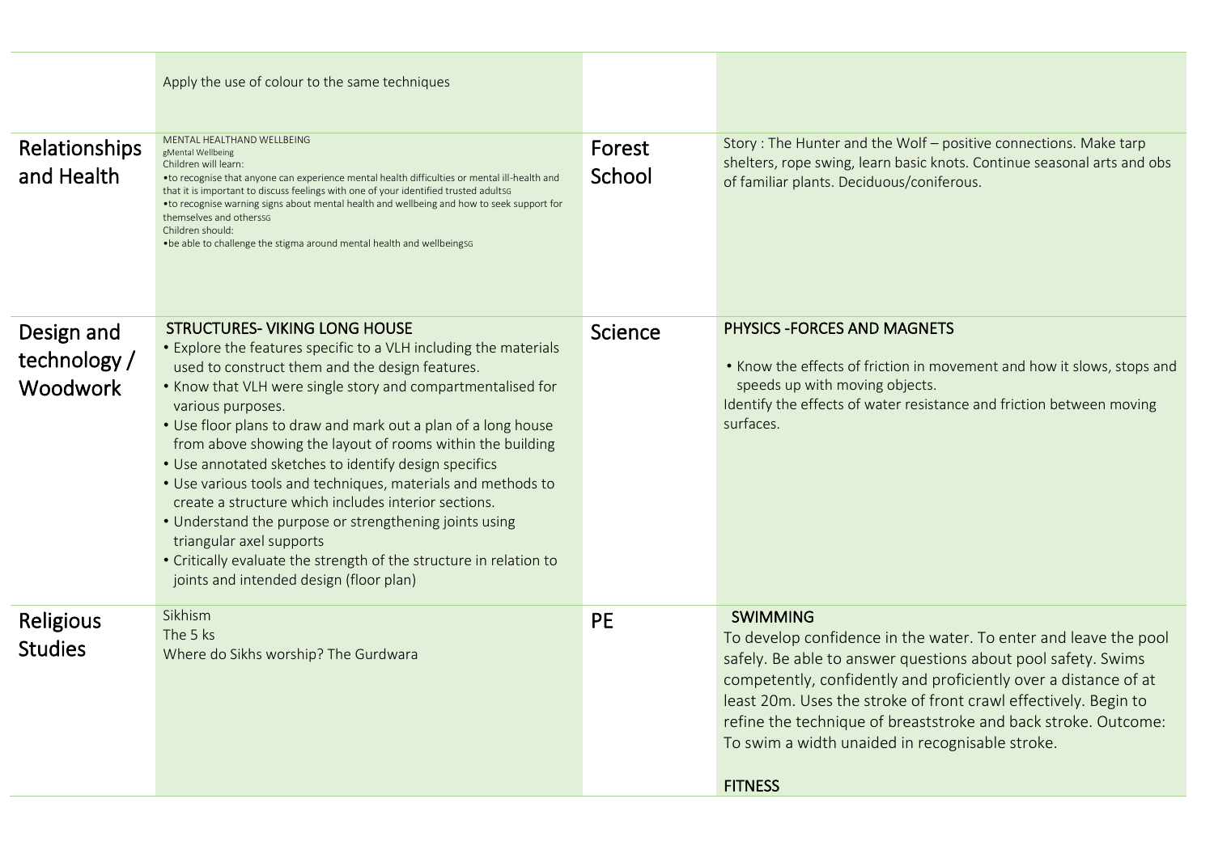| | | | |
|---|---|---|---|
| | Apply the use of colour to the same techniques | | |
| Relationships and Health | MENTAL HEALTHAND WELLBEING<br>gMental Wellbeing<br>Children will learn:<br>•to recognise that anyone can experience mental health difficulties or mental ill-health and that it is important to discuss feelings with one of your identified trusted adultsSG<br>•to recognise warning signs about mental health and wellbeing and how to seek support for themselves and otherssG<br>Children should:<br>•be able to challenge the stigma around mental health and wellbeingSG | Forest School | Story : The Hunter and the Wolf – positive connections. Make tarp shelters, rope swing, learn basic knots. Continue seasonal arts and obs of familiar plants. Deciduous/coniferous. |
| Design and technology / Woodwork | STRUCTURES- VIKING LONG HOUSE<br>• Explore the features specific to a VLH including the materials used to construct them and the design features.<br>• Know that VLH were single story and compartmentalised for various purposes.<br>• Use floor plans to draw and mark out a plan of a long house from above showing the layout of rooms within the building<br>• Use annotated sketches to identify design specifics<br>• Use various tools and techniques, materials and methods to create a structure which includes interior sections.<br>• Understand the purpose or strengthening joints using triangular axel supports<br>• Critically evaluate the strength of the structure in relation to joints and intended design (floor plan) | Science | PHYSICS -FORCES AND MAGNETS<br>• Know the effects of friction in movement and how it slows, stops and speeds up with moving objects.<br>Identify the effects of water resistance and friction between moving surfaces. |
| Religious Studies | Sikhism<br>The 5 ks<br>Where do Sikhs worship? The Gurdwara | PE | SWIMMING<br>To develop confidence in the water. To enter and leave the pool safely. Be able to answer questions about pool safety. Swims competently, confidently and proficiently over a distance of at least 20m. Uses the stroke of front crawl effectively. Begin to refine the technique of breaststroke and back stroke. Outcome: To swim a width unaided in recognisable stroke.<br><br>FITNESS |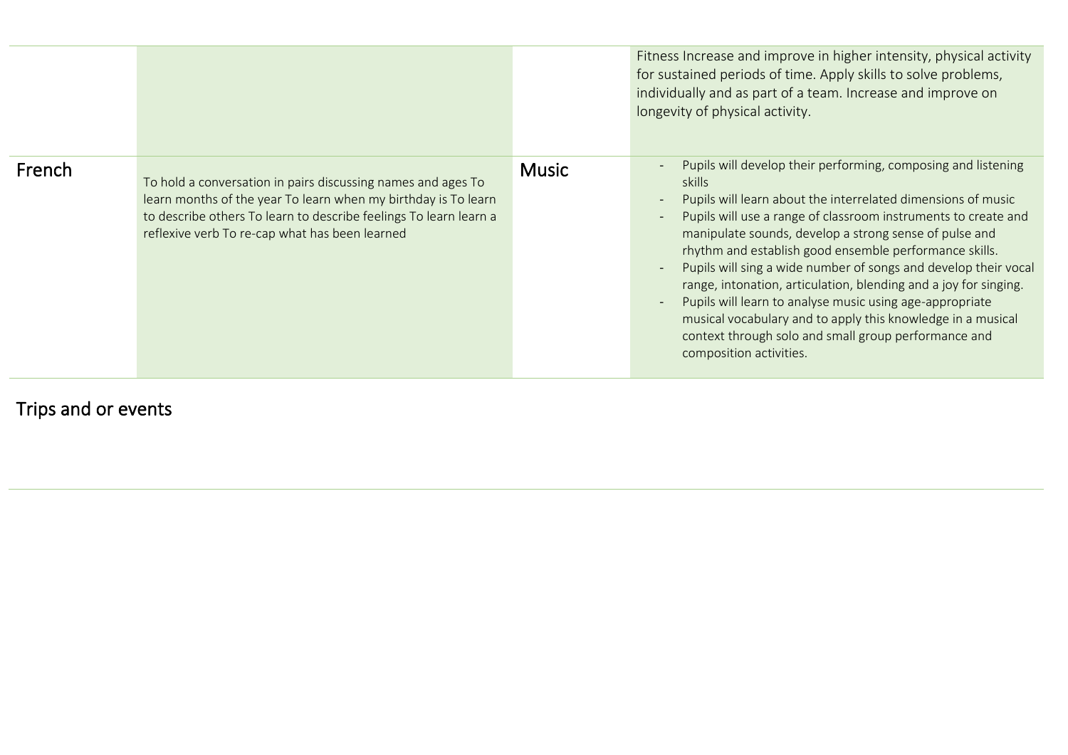| | | | |
|---|---|---|---|
| | | | Fitness Increase and improve in higher intensity, physical activity for sustained periods of time. Apply skills to solve problems, individually and as part of a team. Increase and improve on longevity of physical activity. |
| French | To hold a conversation in pairs discussing names and ages To learn months of the year To learn when my birthday is To learn to describe others To learn to describe feelings To learn learn a reflexive verb To re-cap what has been learned | Music | - Pupils will develop their performing, composing and listening skills<br>- Pupils will learn about the interrelated dimensions of music<br>- Pupils will use a range of classroom instruments to create and manipulate sounds, develop a strong sense of pulse and rhythm and establish good ensemble performance skills.<br>- Pupils will sing a wide number of songs and develop their vocal range, intonation, articulation, blending and a joy for singing.<br>- Pupils will learn to analyse music using age-appropriate musical vocabulary and to apply this knowledge in a musical context through solo and small group performance and composition activities. |

## Trips and or events